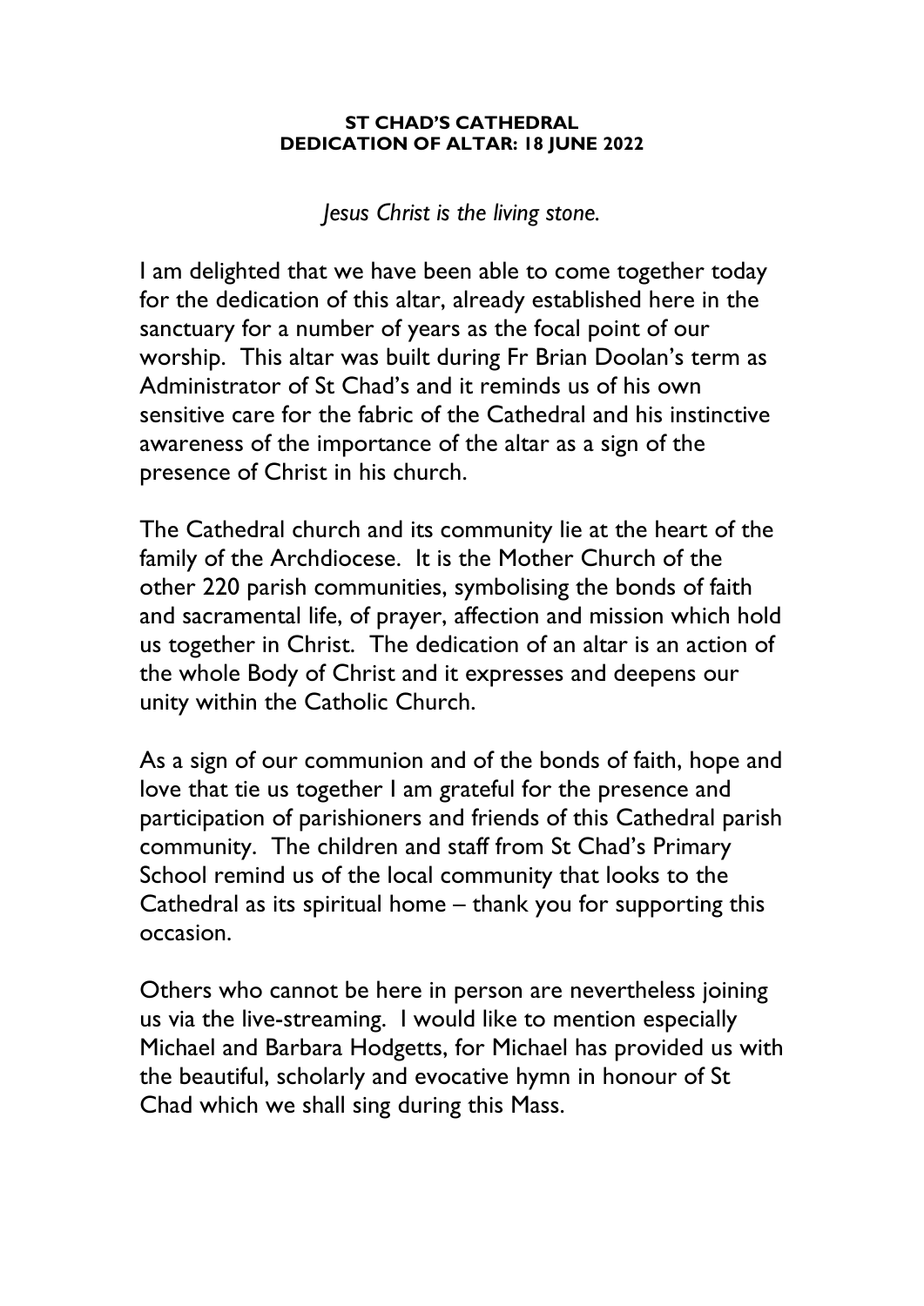**ST CHAD'S CATHEDRAL**
**DEDICATION OF ALTAR: 18 JUNE 2022**

*Jesus Christ is the living stone.*

I am delighted that we have been able to come together today for the dedication of this altar, already established here in the sanctuary for a number of years as the focal point of our worship. This altar was built during Fr Brian Doolan's term as Administrator of St Chad's and it reminds us of his own sensitive care for the fabric of the Cathedral and his instinctive awareness of the importance of the altar as a sign of the presence of Christ in his church.

The Cathedral church and its community lie at the heart of the family of the Archdiocese. It is the Mother Church of the other 220 parish communities, symbolising the bonds of faith and sacramental life, of prayer, affection and mission which hold us together in Christ. The dedication of an altar is an action of the whole Body of Christ and it expresses and deepens our unity within the Catholic Church.

As a sign of our communion and of the bonds of faith, hope and love that tie us together I am grateful for the presence and participation of parishioners and friends of this Cathedral parish community. The children and staff from St Chad's Primary School remind us of the local community that looks to the Cathedral as its spiritual home – thank you for supporting this occasion.

Others who cannot be here in person are nevertheless joining us via the live-streaming. I would like to mention especially Michael and Barbara Hodgetts, for Michael has provided us with the beautiful, scholarly and evocative hymn in honour of St Chad which we shall sing during this Mass.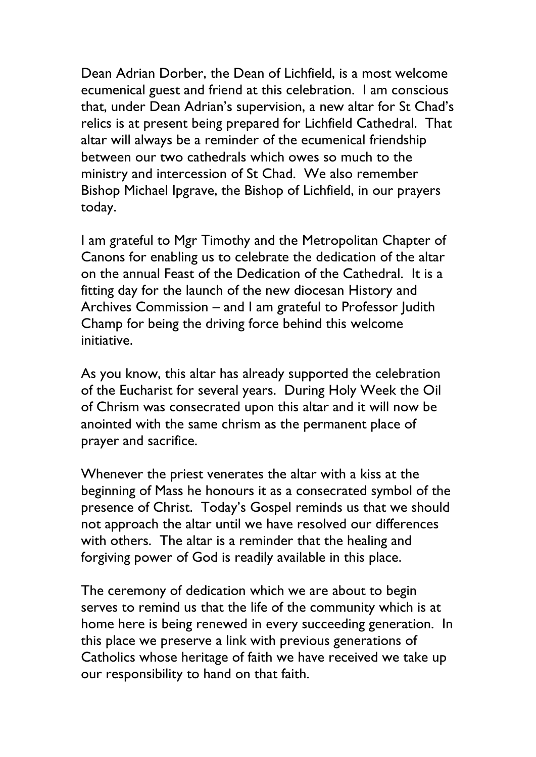Dean Adrian Dorber, the Dean of Lichfield, is a most welcome ecumenical guest and friend at this celebration. I am conscious that, under Dean Adrian's supervision, a new altar for St Chad's relics is at present being prepared for Lichfield Cathedral. That altar will always be a reminder of the ecumenical friendship between our two cathedrals which owes so much to the ministry and intercession of St Chad. We also remember Bishop Michael Ipgrave, the Bishop of Lichfield, in our prayers today.

I am grateful to Mgr Timothy and the Metropolitan Chapter of Canons for enabling us to celebrate the dedication of the altar on the annual Feast of the Dedication of the Cathedral. It is a fitting day for the launch of the new diocesan History and Archives Commission – and I am grateful to Professor Judith Champ for being the driving force behind this welcome initiative.

As you know, this altar has already supported the celebration of the Eucharist for several years. During Holy Week the Oil of Chrism was consecrated upon this altar and it will now be anointed with the same chrism as the permanent place of prayer and sacrifice.

Whenever the priest venerates the altar with a kiss at the beginning of Mass he honours it as a consecrated symbol of the presence of Christ. Today's Gospel reminds us that we should not approach the altar until we have resolved our differences with others. The altar is a reminder that the healing and forgiving power of God is readily available in this place.

The ceremony of dedication which we are about to begin serves to remind us that the life of the community which is at home here is being renewed in every succeeding generation. In this place we preserve a link with previous generations of Catholics whose heritage of faith we have received we take up our responsibility to hand on that faith.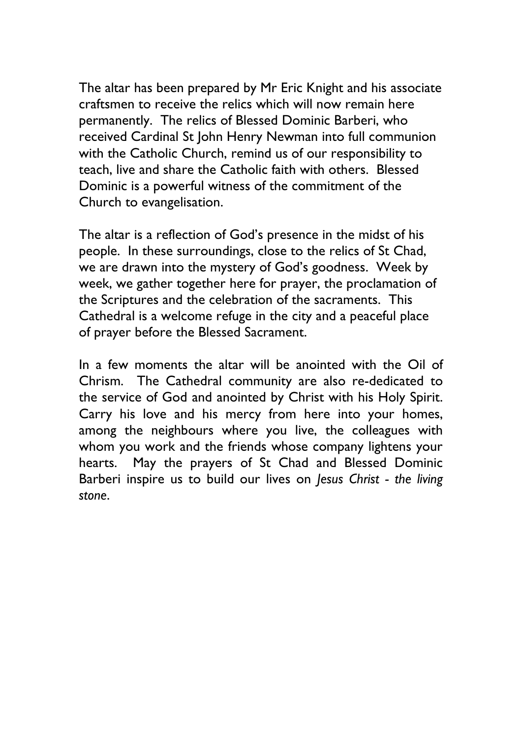The altar has been prepared by Mr Eric Knight and his associate craftsmen to receive the relics which will now remain here permanently. The relics of Blessed Dominic Barberi, who received Cardinal St John Henry Newman into full communion with the Catholic Church, remind us of our responsibility to teach, live and share the Catholic faith with others. Blessed Dominic is a powerful witness of the commitment of the Church to evangelisation.

The altar is a reflection of God's presence in the midst of his people. In these surroundings, close to the relics of St Chad, we are drawn into the mystery of God's goodness. Week by week, we gather together here for prayer, the proclamation of the Scriptures and the celebration of the sacraments. This Cathedral is a welcome refuge in the city and a peaceful place of prayer before the Blessed Sacrament.

In a few moments the altar will be anointed with the Oil of Chrism. The Cathedral community are also re-dedicated to the service of God and anointed by Christ with his Holy Spirit. Carry his love and his mercy from here into your homes, among the neighbours where you live, the colleagues with whom you work and the friends whose company lightens your hearts. May the prayers of St Chad and Blessed Dominic Barberi inspire us to build our lives on *Jesus Christ - the living stone*.